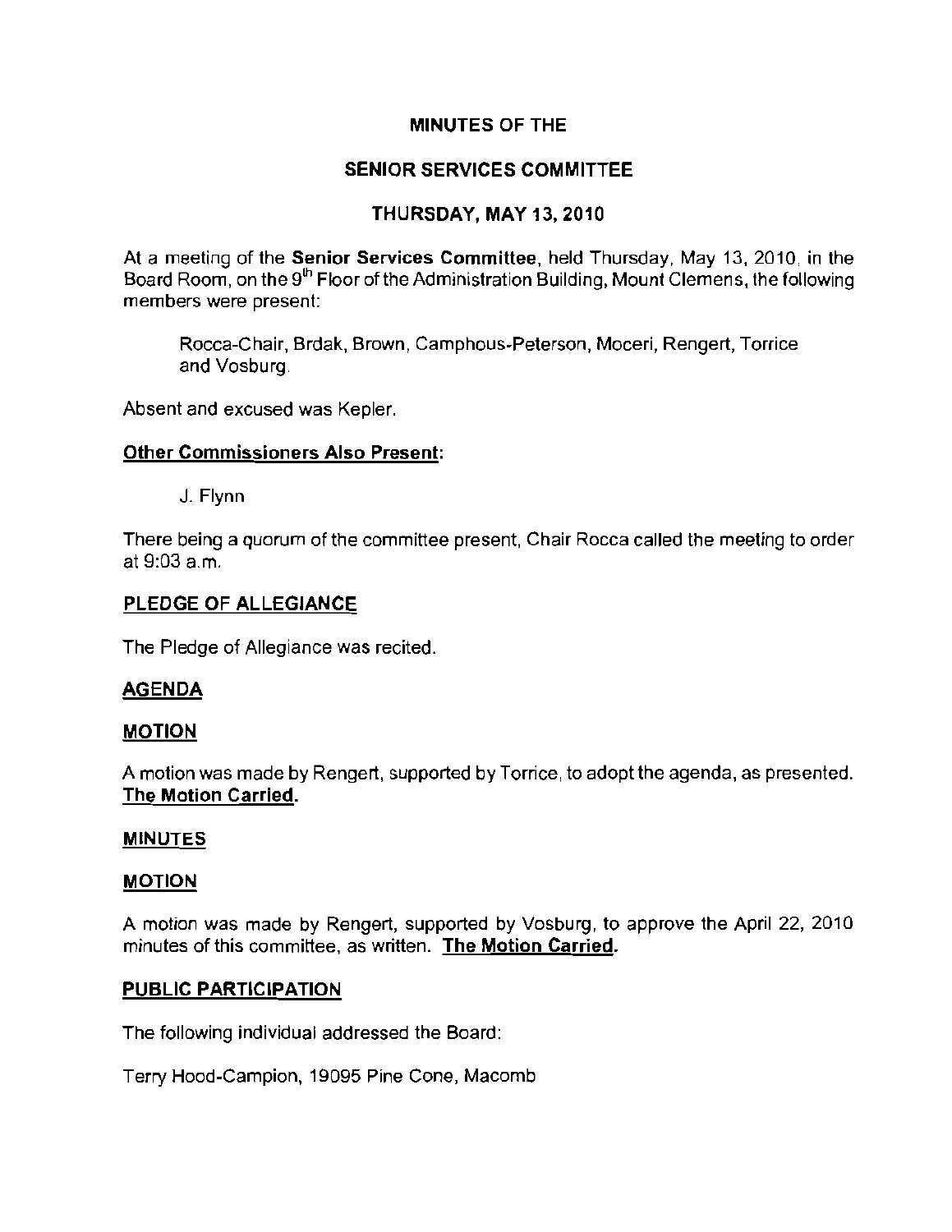# MINUTES OF THE

# SENIOR SERVICES COMMITTEE

## THURSDAY, MAY 13, 2010

At a meeting of the **Senior Services Committee**, held Thursday, May 13, 2010, in the Board Room, on the 9th Floor of the Administration Building, Mount Clemens, the following members were present:

Rocca-Chair, Brdak, Brown, Camphous-Peterson, Moceri, Rengert, Torrice and Vosburg.

Absent and excused was Kepler.

**Other Commissioners Also Present:**

J. Flynn

There being a quorum of the committee present, Chair Rocca called the meeting to order at 9:03 a.m.

**PLEDGE OF ALLEGIANCE**

The Pledge of Allegiance was recited.

**AGENDA**

**MOTION**

A motion was made by Rengert, supported by Torrice, to adopt the agenda, as presented. **The Motion Carried.**

**MINUTES**

**MOTION**

A motion was made by Rengert, supported by Vosburg, to approve the April 22, 2010 minutes of this committee, as written. **The Motion Carried.**

**PUBLIC PARTICIPATION**

The following individual addressed the Board:

Terry Hood-Campion, 19095 Pine Cone, Macomb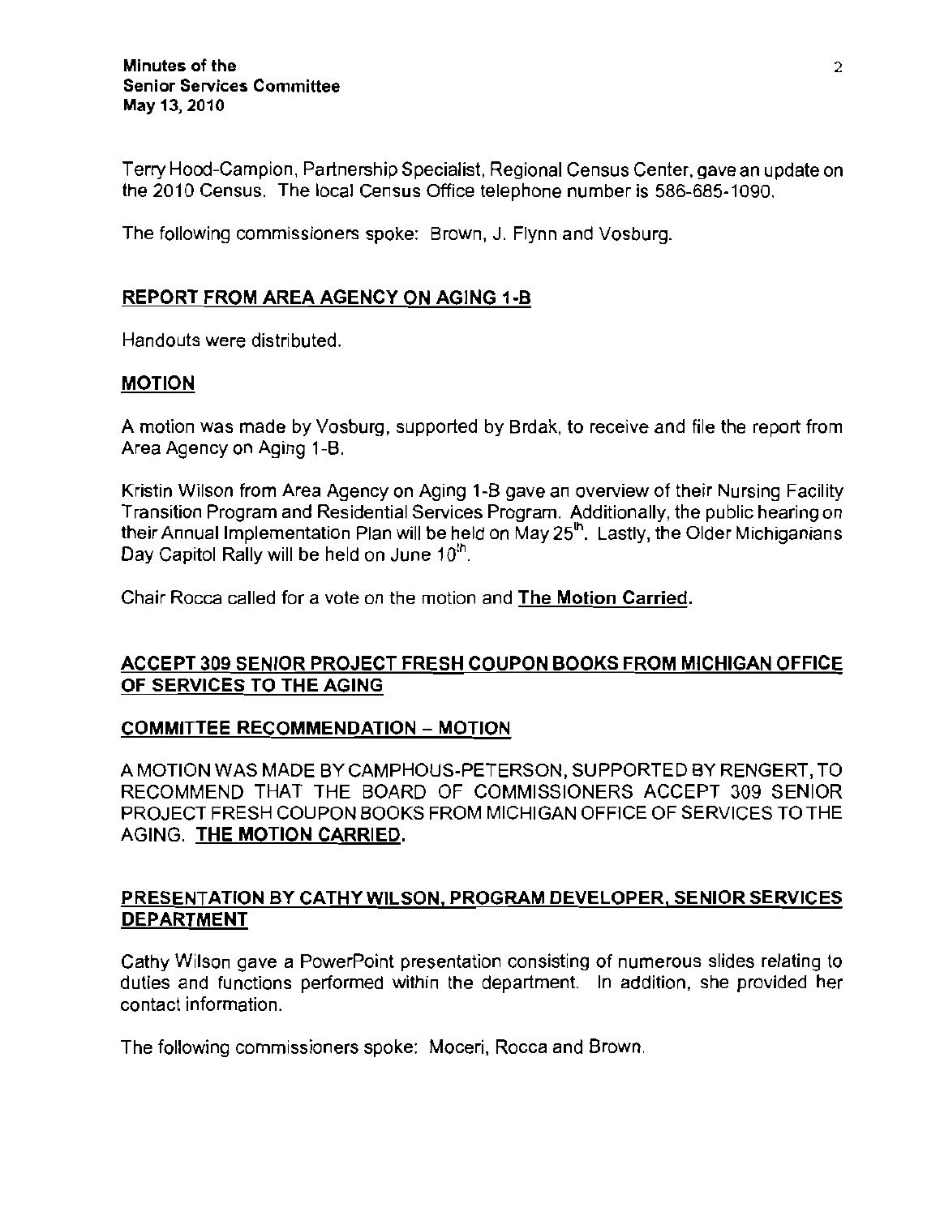Terry Hood-Campion, Partnership Specialist, Regional Census Center, gave an update on the 2010 Census. The local Census Office telephone number is 586-685-1090.

The following commissioners spoke: Brown, J. Flynn and Vosburg.

## REPORT FROM AREA AGENCY ON AGING 1-B

Handouts were distributed.

## MOTION

A motion was made by Vosburg, supported by Brdak, to receive and file the report from Area Agency on Aging 1-B.

Kristin Wilson from Area Agency on Aging 1-B gave an overview of their Nursing Facility Transition Program and Residential Services Program. Additionally, the public hearing on their Annual Implementation Plan will be held on May 25th. Lastly, the Older Michiganians Day Capitol Rally will be held on June 10th.

Chair Rocca called for a vote on the motion and **The Motion Carried.**

## ACCEPT 309 SENIOR PROJECT FRESH COUPON BOOKS FROM MICHIGAN OFFICE OF SERVICES TO THE AGING

## COMMITTEE RECOMMENDATION – MOTION

A MOTION WAS MADE BY CAMPHOUS-PETERSON, SUPPORTED BY RENGERT, TO RECOMMEND THAT THE BOARD OF COMMISSIONERS ACCEPT 309 SENIOR PROJECT FRESH COUPON BOOKS FROM MICHIGAN OFFICE OF SERVICES TO THE AGING. **THE MOTION CARRIED.**

## PRESENTATION BY CATHY WILSON, PROGRAM DEVELOPER, SENIOR SERVICES DEPARTMENT

Cathy Wilson gave a PowerPoint presentation consisting of numerous slides relating to duties and functions performed within the department. In addition, she provided her contact information.

The following commissioners spoke: Moceri, Rocca and Brown.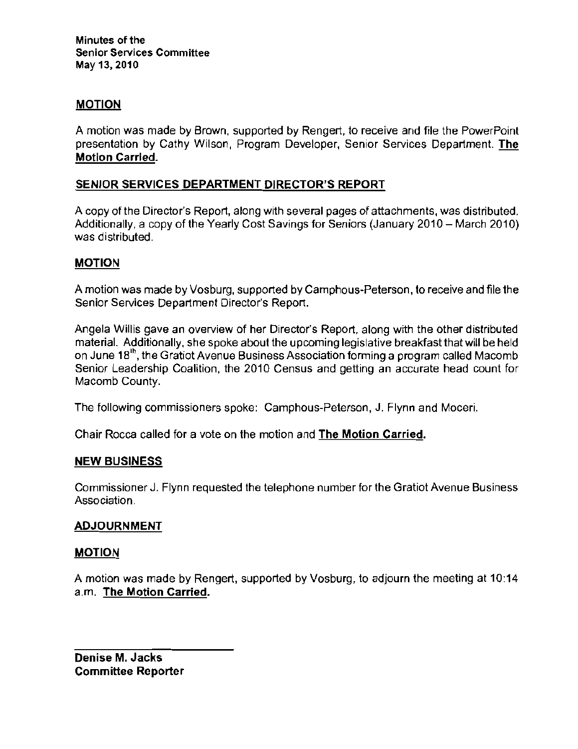## MOTION

A motion was made by Brown, supported by Rengert, to receive and file the PowerPoint presentation by Cathy Wilson, Program Developer, Senior Services Department. **The Motion Carried.**

## SENIOR SERVICES DEPARTMENT DIRECTOR'S REPORT

A copy of the Director's Report, along with several pages of attachments, was distributed. Additionally, a copy of the Yearly Cost Savings for Seniors (January 2010 – March 2010) was distributed.

## MOTION

A motion was made by Vosburg, supported by Camphous-Peterson, to receive and file the Senior Services Department Director's Report.

Angela Willis gave an overview of her Director's Report, along with the other distributed material. Additionally, she spoke about the upcoming legislative breakfast that will be held on June 18th, the Gratiot Avenue Business Association forming a program called Macomb Senior Leadership Coalition, the 2010 Census and getting an accurate head count for Macomb County.

The following commissioners spoke: Camphous-Peterson, J. Flynn and Moceri.

Chair Rocca called for a vote on the motion and **The Motion Carried.**

## NEW BUSINESS

Commissioner J. Flynn requested the telephone number for the Gratiot Avenue Business Association.

## ADJOURNMENT

## MOTION

A motion was made by Rengert, supported by Vosburg, to adjourn the meeting at 10:14 a.m. **The Motion Carried.**

**Denise M. Jacks**
**Committee Reporter**